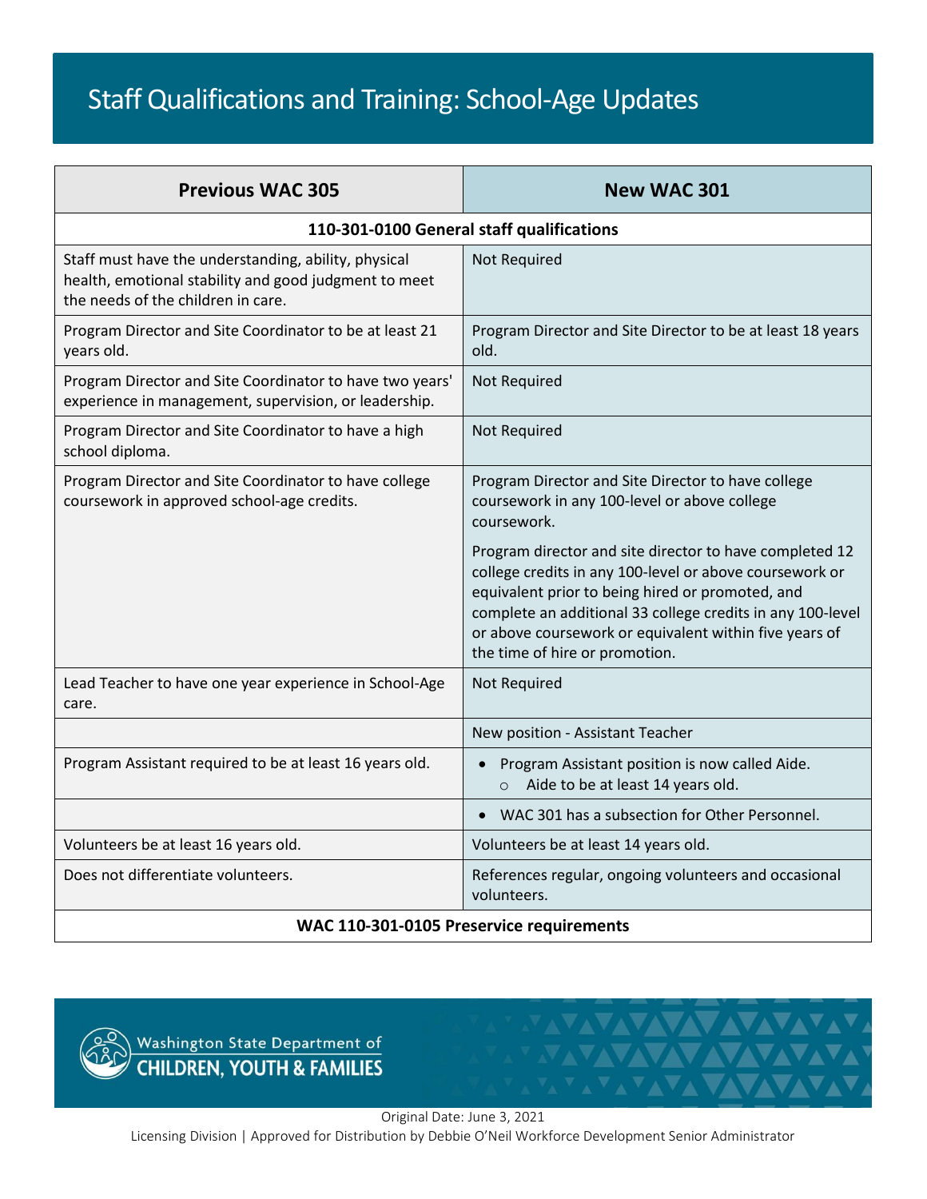# Staff Qualifications and Training: School-Age Updates

| Previous WAC 305 | New WAC 301 |
|---|---|
| **110-301-0100 General staff qualifications** | |
| Staff must have the understanding, ability, physical health, emotional stability and good judgment to meet the needs of the children in care. | Not Required |
| Program Director and Site Coordinator to be at least 21 years old. | Program Director and Site Director to be at least 18 years old. |
| Program Director and Site Coordinator to have two years' experience in management, supervision, or leadership. | Not Required |
| Program Director and Site Coordinator to have a high school diploma. | Not Required |
| Program Director and Site Coordinator to have college coursework in approved school-age credits. | Program Director and Site Director to have college coursework in any 100-level or above college coursework.<br><br>Program director and site director to have completed 12 college credits in any 100-level or above coursework or equivalent prior to being hired or promoted, and complete an additional 33 college credits in any 100-level or above coursework or equivalent within five years of the time of hire or promotion. |
| Lead Teacher to have one year experience in School-Age care. | Not Required |
| | New position - Assistant Teacher |
| Program Assistant required to be at least 16 years old. | • Program Assistant position is now called Aide.<br>&nbsp;&nbsp;&nbsp;&nbsp;○ Aide to be at least 14 years old. |
| | • WAC 301 has a subsection for Other Personnel. |
| Volunteers be at least 16 years old. | Volunteers be at least 14 years old. |
| Does not differentiate volunteers. | References regular, ongoing volunteers and occasional volunteers. |
| **WAC 110-301-0105 Preservice requirements** | |

Washington State Department of CHILDREN, YOUTH & FAMILIES

Original Date: June 3, 2021

Licensing Division | Approved for Distribution by Debbie O'Neil Workforce Development Senior Administrator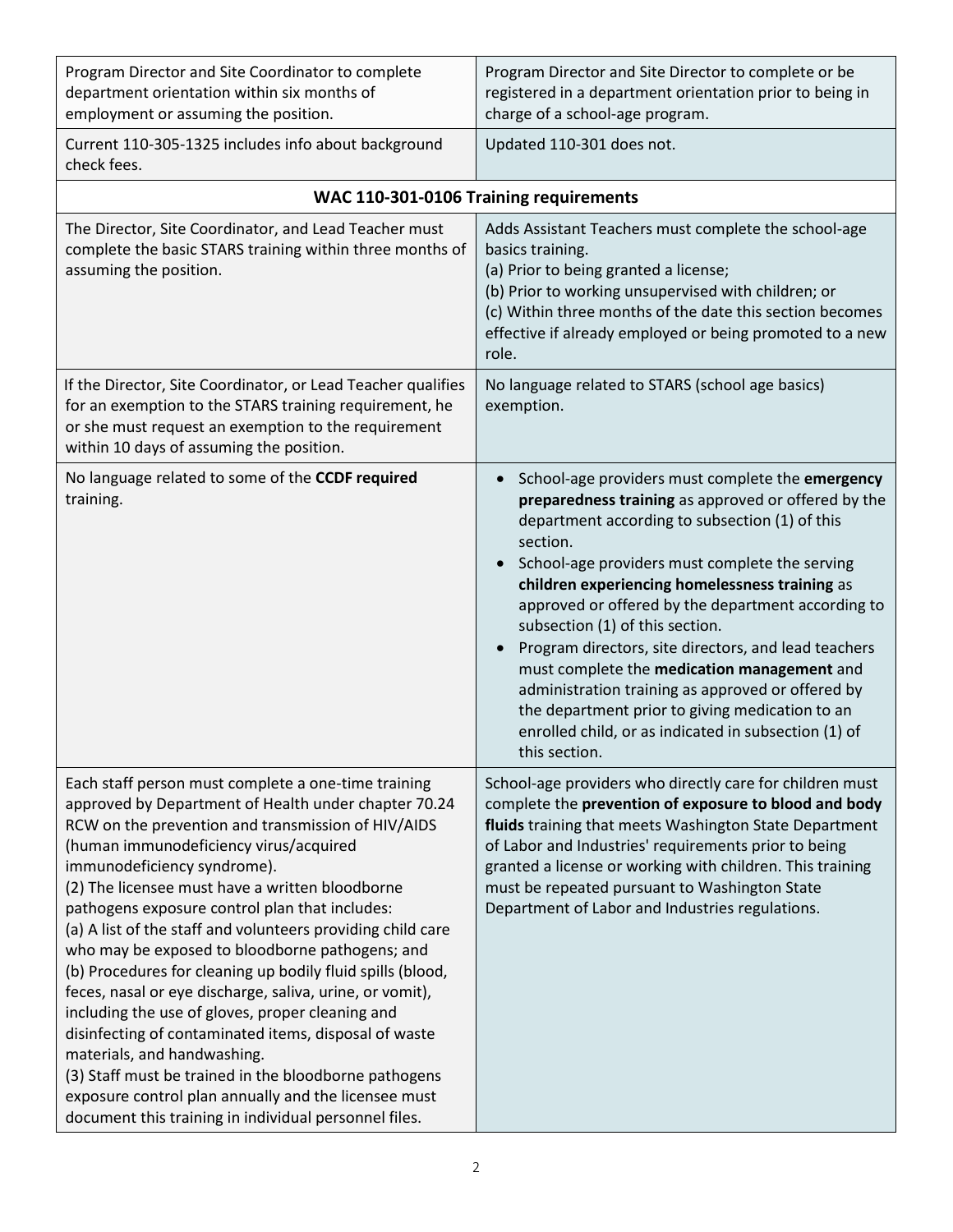| | |
|---|---|
| Program Director and Site Coordinator to complete department orientation within six months of employment or assuming the position. | Program Director and Site Director to complete or be registered in a department orientation prior to being in charge of a school-age program. |
| Current 110-305-1325 includes info about background check fees. | Updated 110-301 does not. |
| **WAC 110-301-0106 Training requirements** | |
| The Director, Site Coordinator, and Lead Teacher must complete the basic STARS training within three months of assuming the position. | Adds Assistant Teachers must complete the school-age basics training.<br>(a) Prior to being granted a license;<br>(b) Prior to working unsupervised with children; or<br>(c) Within three months of the date this section becomes effective if already employed or being promoted to a new role. |
| If the Director, Site Coordinator, or Lead Teacher qualifies for an exemption to the STARS training requirement, he or she must request an exemption to the requirement within 10 days of assuming the position. | No language related to STARS (school age basics) exemption. |
| No language related to some of the **CCDF required** training. | • School-age providers must complete the **emergency preparedness training** as approved or offered by the department according to subsection (1) of this section.<br>• School-age providers must complete the serving **children experiencing homelessness training** as approved or offered by the department according to subsection (1) of this section.<br>• Program directors, site directors, and lead teachers must complete the **medication management** and administration training as approved or offered by the department prior to giving medication to an enrolled child, or as indicated in subsection (1) of this section. |
| Each staff person must complete a one-time training approved by Department of Health under chapter 70.24 RCW on the prevention and transmission of HIV/AIDS (human immunodeficiency virus/acquired immunodeficiency syndrome).<br>(2) The licensee must have a written bloodborne pathogens exposure control plan that includes:<br>(a) A list of the staff and volunteers providing child care who may be exposed to bloodborne pathogens; and<br>(b) Procedures for cleaning up bodily fluid spills (blood, feces, nasal or eye discharge, saliva, urine, or vomit), including the use of gloves, proper cleaning and disinfecting of contaminated items, disposal of waste materials, and handwashing.<br>(3) Staff must be trained in the bloodborne pathogens exposure control plan annually and the licensee must document this training in individual personnel files. | School-age providers who directly care for children must complete the **prevention of exposure to blood and body fluids** training that meets Washington State Department of Labor and Industries' requirements prior to being granted a license or working with children. This training must be repeated pursuant to Washington State Department of Labor and Industries regulations. |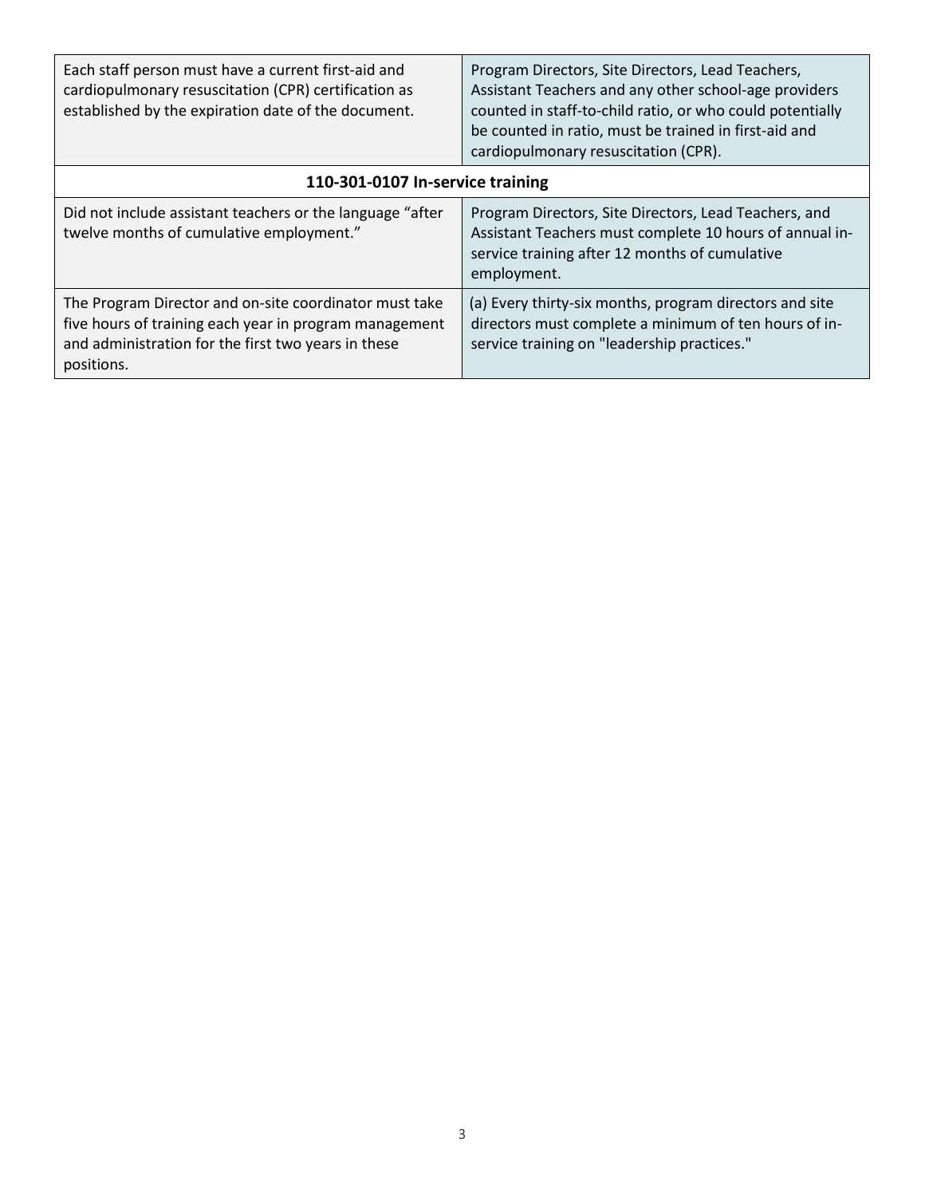| | |
|---|---|
| Each staff person must have a current first-aid and cardiopulmonary resuscitation (CPR) certification as established by the expiration date of the document. | Program Directors, Site Directors, Lead Teachers, Assistant Teachers and any other school-age providers counted in staff-to-child ratio, or who could potentially be counted in ratio, must be trained in first-aid and cardiopulmonary resuscitation (CPR). |
| **110-301-0107 In-service training** | |
| Did not include assistant teachers or the language "after twelve months of cumulative employment." | Program Directors, Site Directors, Lead Teachers, and Assistant Teachers must complete 10 hours of annual in-service training after 12 months of cumulative employment. |
| The Program Director and on-site coordinator must take five hours of training each year in program management and administration for the first two years in these positions. | (a) Every thirty-six months, program directors and site directors must complete a minimum of ten hours of in-service training on "leadership practices." |